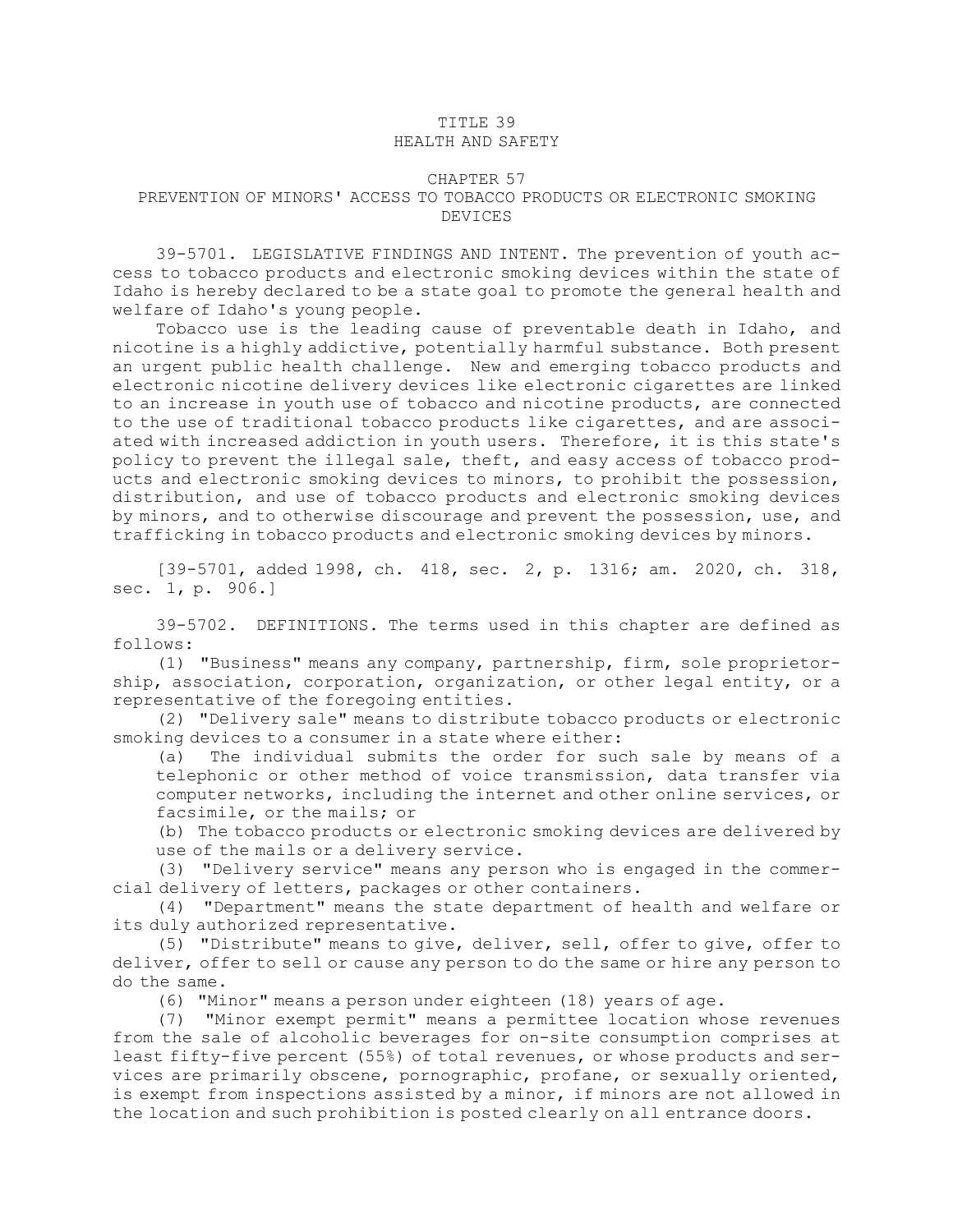# TITLE 39
# HEALTH AND SAFETY

## CHAPTER 57
## PREVENTION OF MINORS' ACCESS TO TOBACCO PRODUCTS OR ELECTRONIC SMOKING DEVICES

39-5701. LEGISLATIVE FINDINGS AND INTENT. The prevention of youth access to tobacco products and electronic smoking devices within the state of Idaho is hereby declared to be a state goal to promote the general health and welfare of Idaho's young people.

Tobacco use is the leading cause of preventable death in Idaho, and nicotine is a highly addictive, potentially harmful substance. Both present an urgent public health challenge. New and emerging tobacco products and electronic nicotine delivery devices like electronic cigarettes are linked to an increase in youth use of tobacco and nicotine products, are connected to the use of traditional tobacco products like cigarettes, and are associated with increased addiction in youth users. Therefore, it is this state's policy to prevent the illegal sale, theft, and easy access of tobacco products and electronic smoking devices to minors, to prohibit the possession, distribution, and use of tobacco products and electronic smoking devices by minors, and to otherwise discourage and prevent the possession, use, and trafficking in tobacco products and electronic smoking devices by minors.

[39-5701, added 1998, ch. 418, sec. 2, p. 1316; am. 2020, ch. 318, sec. 1, p. 906.]

39-5702. DEFINITIONS. The terms used in this chapter are defined as follows:

(1) "Business" means any company, partnership, firm, sole proprietorship, association, corporation, organization, or other legal entity, or a representative of the foregoing entities.

(2) "Delivery sale" means to distribute tobacco products or electronic smoking devices to a consumer in a state where either:

(a) The individual submits the order for such sale by means of a telephonic or other method of voice transmission, data transfer via computer networks, including the internet and other online services, or facsimile, or the mails; or

(b) The tobacco products or electronic smoking devices are delivered by use of the mails or a delivery service.

(3) "Delivery service" means any person who is engaged in the commercial delivery of letters, packages or other containers.

(4) "Department" means the state department of health and welfare or its duly authorized representative.

(5) "Distribute" means to give, deliver, sell, offer to give, offer to deliver, offer to sell or cause any person to do the same or hire any person to do the same.

(6) "Minor" means a person under eighteen (18) years of age.

(7) "Minor exempt permit" means a permittee location whose revenues from the sale of alcoholic beverages for on-site consumption comprises at least fifty-five percent (55%) of total revenues, or whose products and services are primarily obscene, pornographic, profane, or sexually oriented, is exempt from inspections assisted by a minor, if minors are not allowed in the location and such prohibition is posted clearly on all entrance doors.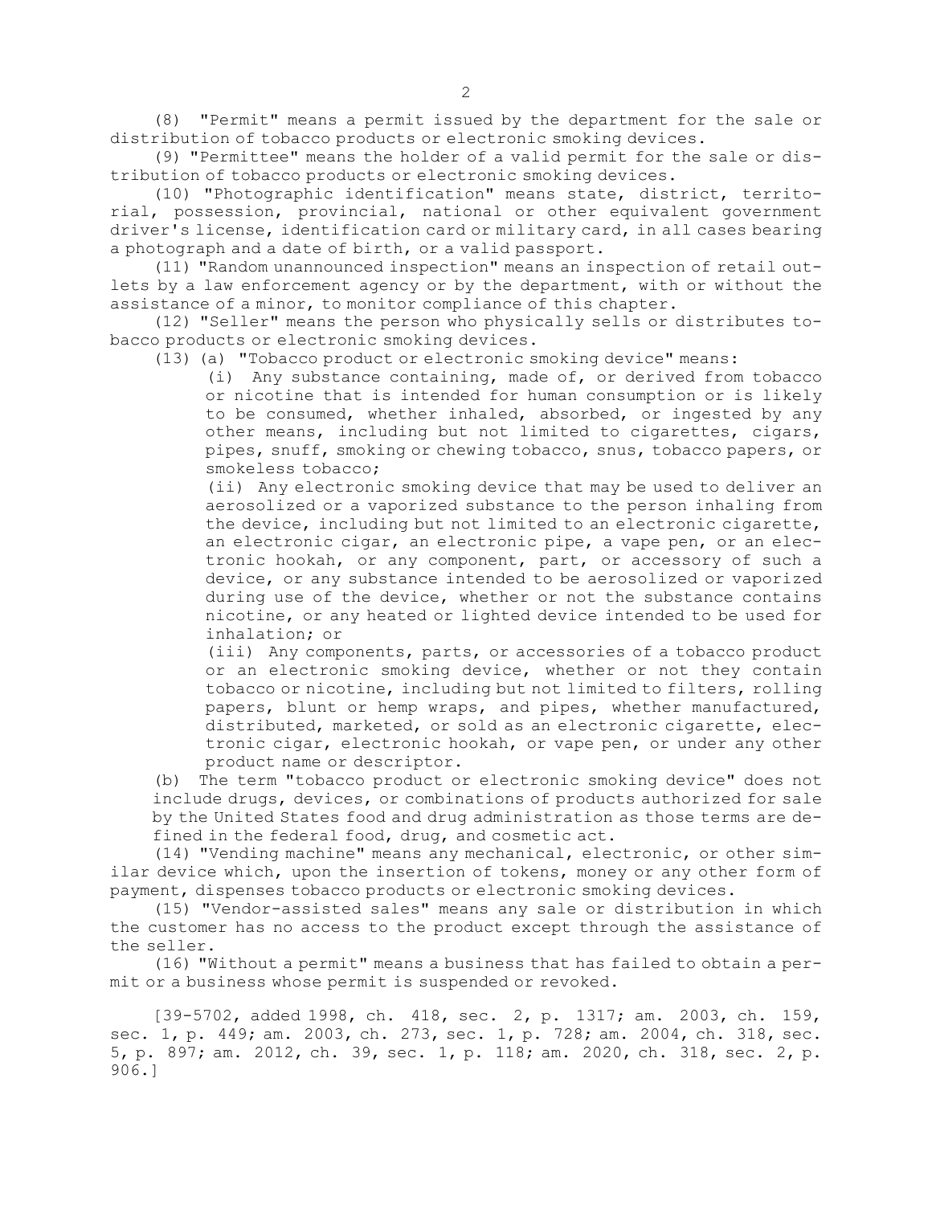(8) "Permit" means a permit issued by the department for the sale or distribution of tobacco products or electronic smoking devices.

(9) "Permittee" means the holder of a valid permit for the sale or distribution of tobacco products or electronic smoking devices.

(10) "Photographic identification" means state, district, territorial, possession, provincial, national or other equivalent government driver's license, identification card or military card, in all cases bearing a photograph and a date of birth, or a valid passport.

(11) "Random unannounced inspection" means an inspection of retail outlets by a law enforcement agency or by the department, with or without the assistance of a minor, to monitor compliance of this chapter.

(12) "Seller" means the person who physically sells or distributes tobacco products or electronic smoking devices.

(13) (a) "Tobacco product or electronic smoking device" means:

(i) Any substance containing, made of, or derived from tobacco or nicotine that is intended for human consumption or is likely to be consumed, whether inhaled, absorbed, or ingested by any other means, including but not limited to cigarettes, cigars, pipes, snuff, smoking or chewing tobacco, snus, tobacco papers, or smokeless tobacco;

(ii) Any electronic smoking device that may be used to deliver an aerosolized or a vaporized substance to the person inhaling from the device, including but not limited to an electronic cigarette, an electronic cigar, an electronic pipe, a vape pen, or an electronic hookah, or any component, part, or accessory of such a device, or any substance intended to be aerosolized or vaporized during use of the device, whether or not the substance contains nicotine, or any heated or lighted device intended to be used for inhalation; or

(iii) Any components, parts, or accessories of a tobacco product or an electronic smoking device, whether or not they contain tobacco or nicotine, including but not limited to filters, rolling papers, blunt or hemp wraps, and pipes, whether manufactured, distributed, marketed, or sold as an electronic cigarette, electronic cigar, electronic hookah, or vape pen, or under any other product name or descriptor.

(b) The term "tobacco product or electronic smoking device" does not include drugs, devices, or combinations of products authorized for sale by the United States food and drug administration as those terms are defined in the federal food, drug, and cosmetic act.

(14) "Vending machine" means any mechanical, electronic, or other similar device which, upon the insertion of tokens, money or any other form of payment, dispenses tobacco products or electronic smoking devices.

(15) "Vendor-assisted sales" means any sale or distribution in which the customer has no access to the product except through the assistance of the seller.

(16) "Without a permit" means a business that has failed to obtain a permit or a business whose permit is suspended or revoked.

[39-5702, added 1998, ch. 418, sec. 2, p. 1317; am. 2003, ch. 159, sec. 1, p. 449; am. 2003, ch. 273, sec. 1, p. 728; am. 2004, ch. 318, sec. 5, p. 897; am. 2012, ch. 39, sec. 1, p. 118; am. 2020, ch. 318, sec. 2, p. 906.]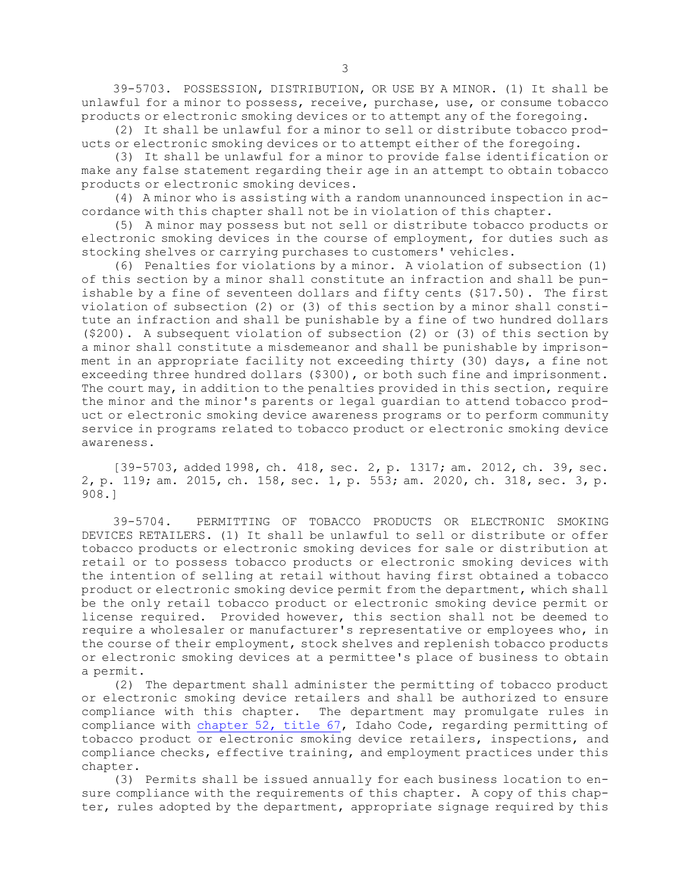39-5703. POSSESSION, DISTRIBUTION, OR USE BY A MINOR. (1) It shall be unlawful for a minor to possess, receive, purchase, use, or consume tobacco products or electronic smoking devices or to attempt any of the foregoing.

(2) It shall be unlawful for a minor to sell or distribute tobacco products or electronic smoking devices or to attempt either of the foregoing.

(3) It shall be unlawful for a minor to provide false identification or make any false statement regarding their age in an attempt to obtain tobacco products or electronic smoking devices.

(4) A minor who is assisting with a random unannounced inspection in accordance with this chapter shall not be in violation of this chapter.

(5) A minor may possess but not sell or distribute tobacco products or electronic smoking devices in the course of employment, for duties such as stocking shelves or carrying purchases to customers' vehicles.

(6) Penalties for violations by a minor. A violation of subsection (1) of this section by a minor shall constitute an infraction and shall be punishable by a fine of seventeen dollars and fifty cents ($17.50). The first violation of subsection (2) or (3) of this section by a minor shall constitute an infraction and shall be punishable by a fine of two hundred dollars ($200). A subsequent violation of subsection (2) or (3) of this section by a minor shall constitute a misdemeanor and shall be punishable by imprisonment in an appropriate facility not exceeding thirty (30) days, a fine not exceeding three hundred dollars ($300), or both such fine and imprisonment. The court may, in addition to the penalties provided in this section, require the minor and the minor's parents or legal guardian to attend tobacco product or electronic smoking device awareness programs or to perform community service in programs related to tobacco product or electronic smoking device awareness.

[39-5703, added 1998, ch. 418, sec. 2, p. 1317; am. 2012, ch. 39, sec. 2, p. 119; am. 2015, ch. 158, sec. 1, p. 553; am. 2020, ch. 318, sec. 3, p. 908.]

39-5704. PERMITTING OF TOBACCO PRODUCTS OR ELECTRONIC SMOKING DEVICES RETAILERS. (1) It shall be unlawful to sell or distribute or offer tobacco products or electronic smoking devices for sale or distribution at retail or to possess tobacco products or electronic smoking devices with the intention of selling at retail without having first obtained a tobacco product or electronic smoking device permit from the department, which shall be the only retail tobacco product or electronic smoking device permit or license required. Provided however, this section shall not be deemed to require a wholesaler or manufacturer's representative or employees who, in the course of their employment, stock shelves and replenish tobacco products or electronic smoking devices at a permittee's place of business to obtain a permit.

(2) The department shall administer the permitting of tobacco product or electronic smoking device retailers and shall be authorized to ensure compliance with this chapter. The department may promulgate rules in compliance with chapter 52, title 67, Idaho Code, regarding permitting of tobacco product or electronic smoking device retailers, inspections, and compliance checks, effective training, and employment practices under this chapter.

(3) Permits shall be issued annually for each business location to ensure compliance with the requirements of this chapter. A copy of this chapter, rules adopted by the department, appropriate signage required by this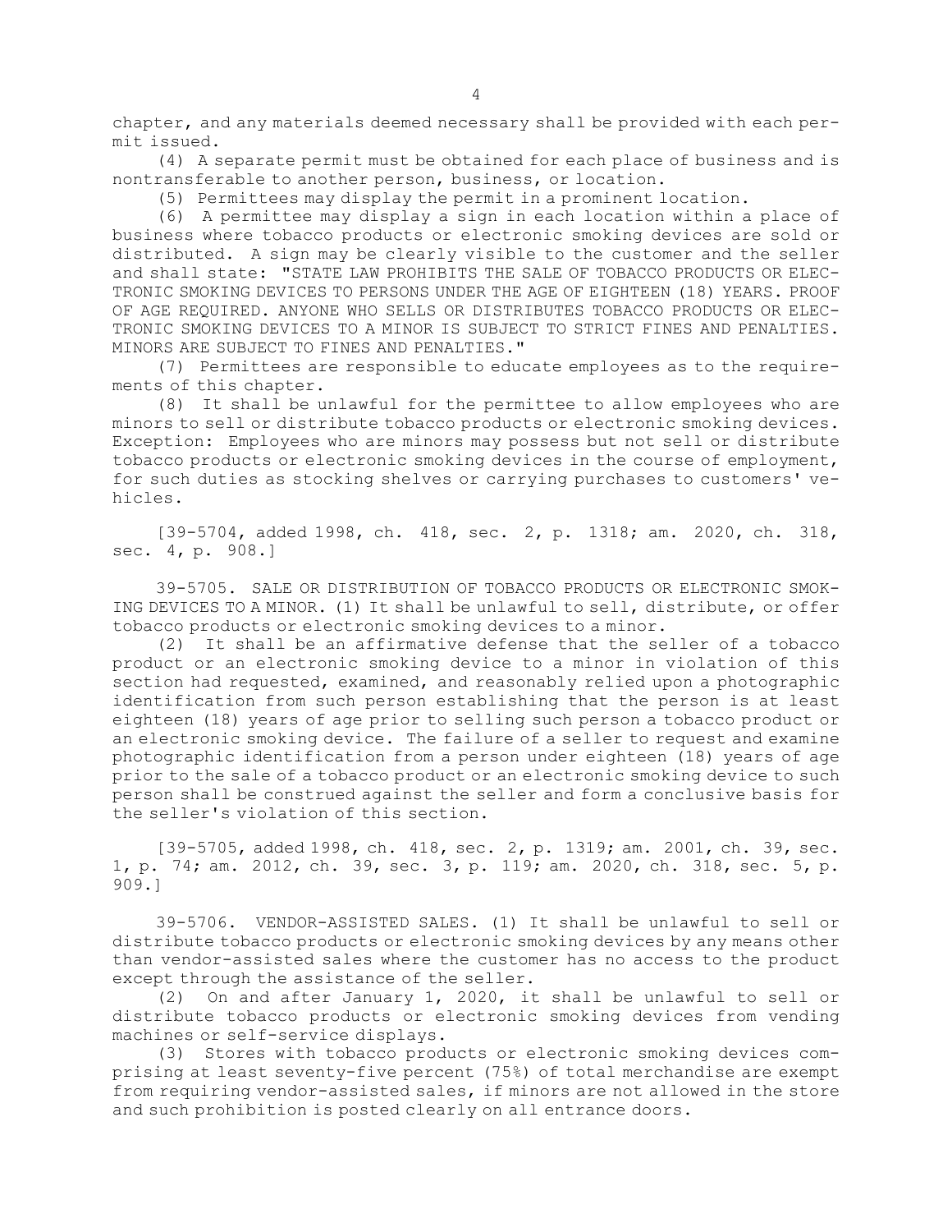chapter, and any materials deemed necessary shall be provided with each permit issued.

(4) A separate permit must be obtained for each place of business and is nontransferable to another person, business, or location.

(5) Permittees may display the permit in a prominent location.

(6) A permittee may display a sign in each location within a place of business where tobacco products or electronic smoking devices are sold or distributed. A sign may be clearly visible to the customer and the seller and shall state: "STATE LAW PROHIBITS THE SALE OF TOBACCO PRODUCTS OR ELECTRONIC SMOKING DEVICES TO PERSONS UNDER THE AGE OF EIGHTEEN (18) YEARS. PROOF OF AGE REQUIRED. ANYONE WHO SELLS OR DISTRIBUTES TOBACCO PRODUCTS OR ELECTRONIC SMOKING DEVICES TO A MINOR IS SUBJECT TO STRICT FINES AND PENALTIES. MINORS ARE SUBJECT TO FINES AND PENALTIES."

(7) Permittees are responsible to educate employees as to the requirements of this chapter.

(8) It shall be unlawful for the permittee to allow employees who are minors to sell or distribute tobacco products or electronic smoking devices. Exception: Employees who are minors may possess but not sell or distribute tobacco products or electronic smoking devices in the course of employment, for such duties as stocking shelves or carrying purchases to customers' vehicles.

[39-5704, added 1998, ch. 418, sec. 2, p. 1318; am. 2020, ch. 318, sec. 4, p. 908.]

39-5705. SALE OR DISTRIBUTION OF TOBACCO PRODUCTS OR ELECTRONIC SMOKING DEVICES TO A MINOR. (1) It shall be unlawful to sell, distribute, or offer tobacco products or electronic smoking devices to a minor.

(2) It shall be an affirmative defense that the seller of a tobacco product or an electronic smoking device to a minor in violation of this section had requested, examined, and reasonably relied upon a photographic identification from such person establishing that the person is at least eighteen (18) years of age prior to selling such person a tobacco product or an electronic smoking device. The failure of a seller to request and examine photographic identification from a person under eighteen (18) years of age prior to the sale of a tobacco product or an electronic smoking device to such person shall be construed against the seller and form a conclusive basis for the seller's violation of this section.

[39-5705, added 1998, ch. 418, sec. 2, p. 1319; am. 2001, ch. 39, sec. 1, p. 74; am. 2012, ch. 39, sec. 3, p. 119; am. 2020, ch. 318, sec. 5, p. 909.]

39-5706. VENDOR-ASSISTED SALES. (1) It shall be unlawful to sell or distribute tobacco products or electronic smoking devices by any means other than vendor-assisted sales where the customer has no access to the product except through the assistance of the seller.

(2) On and after January 1, 2020, it shall be unlawful to sell or distribute tobacco products or electronic smoking devices from vending machines or self-service displays.

(3) Stores with tobacco products or electronic smoking devices comprising at least seventy-five percent (75%) of total merchandise are exempt from requiring vendor-assisted sales, if minors are not allowed in the store and such prohibition is posted clearly on all entrance doors.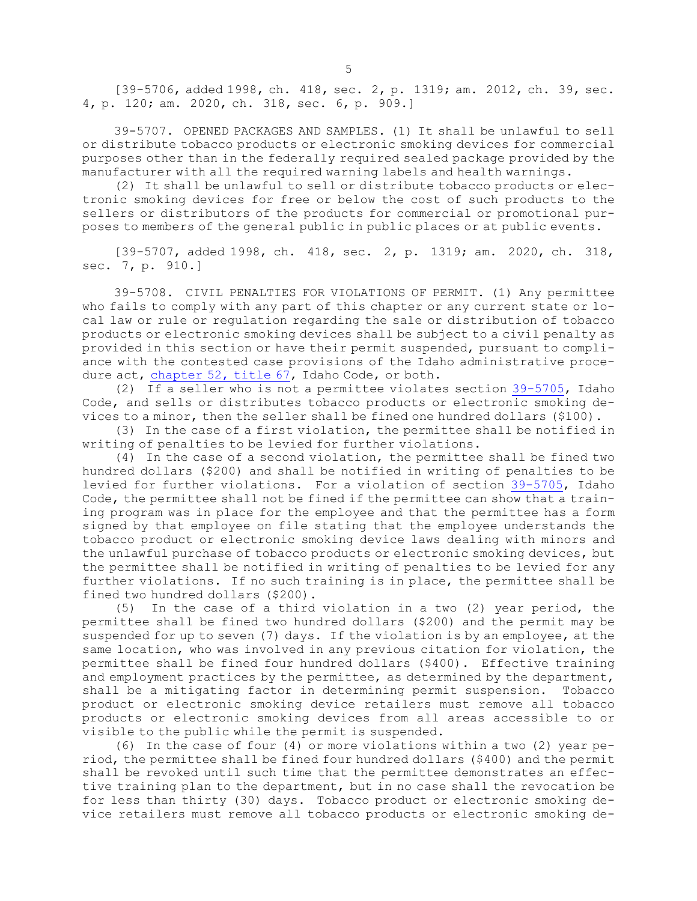[39-5706, added 1998, ch. 418, sec. 2, p. 1319; am. 2012, ch. 39, sec. 4, p. 120; am. 2020, ch. 318, sec. 6, p. 909.]

39-5707. OPENED PACKAGES AND SAMPLES. (1) It shall be unlawful to sell or distribute tobacco products or electronic smoking devices for commercial purposes other than in the federally required sealed package provided by the manufacturer with all the required warning labels and health warnings.

(2) It shall be unlawful to sell or distribute tobacco products or electronic smoking devices for free or below the cost of such products to the sellers or distributors of the products for commercial or promotional purposes to members of the general public in public places or at public events.

[39-5707, added 1998, ch. 418, sec. 2, p. 1319; am. 2020, ch. 318, sec. 7, p. 910.]

39-5708. CIVIL PENALTIES FOR VIOLATIONS OF PERMIT. (1) Any permittee who fails to comply with any part of this chapter or any current state or local law or rule or regulation regarding the sale or distribution of tobacco products or electronic smoking devices shall be subject to a civil penalty as provided in this section or have their permit suspended, pursuant to compliance with the contested case provisions of the Idaho administrative procedure act, chapter 52, title 67, Idaho Code, or both.

(2) If a seller who is not a permittee violates section 39-5705, Idaho Code, and sells or distributes tobacco products or electronic smoking devices to a minor, then the seller shall be fined one hundred dollars ($100).

(3) In the case of a first violation, the permittee shall be notified in writing of penalties to be levied for further violations.

(4) In the case of a second violation, the permittee shall be fined two hundred dollars ($200) and shall be notified in writing of penalties to be levied for further violations. For a violation of section 39-5705, Idaho Code, the permittee shall not be fined if the permittee can show that a training program was in place for the employee and that the permittee has a form signed by that employee on file stating that the employee understands the tobacco product or electronic smoking device laws dealing with minors and the unlawful purchase of tobacco products or electronic smoking devices, but the permittee shall be notified in writing of penalties to be levied for any further violations. If no such training is in place, the permittee shall be fined two hundred dollars ($200).

(5) In the case of a third violation in a two (2) year period, the permittee shall be fined two hundred dollars ($200) and the permit may be suspended for up to seven (7) days. If the violation is by an employee, at the same location, who was involved in any previous citation for violation, the permittee shall be fined four hundred dollars ($400). Effective training and employment practices by the permittee, as determined by the department, shall be a mitigating factor in determining permit suspension. Tobacco product or electronic smoking device retailers must remove all tobacco products or electronic smoking devices from all areas accessible to or visible to the public while the permit is suspended.

(6) In the case of four (4) or more violations within a two (2) year period, the permittee shall be fined four hundred dollars ($400) and the permit shall be revoked until such time that the permittee demonstrates an effective training plan to the department, but in no case shall the revocation be for less than thirty (30) days. Tobacco product or electronic smoking device retailers must remove all tobacco products or electronic smoking de-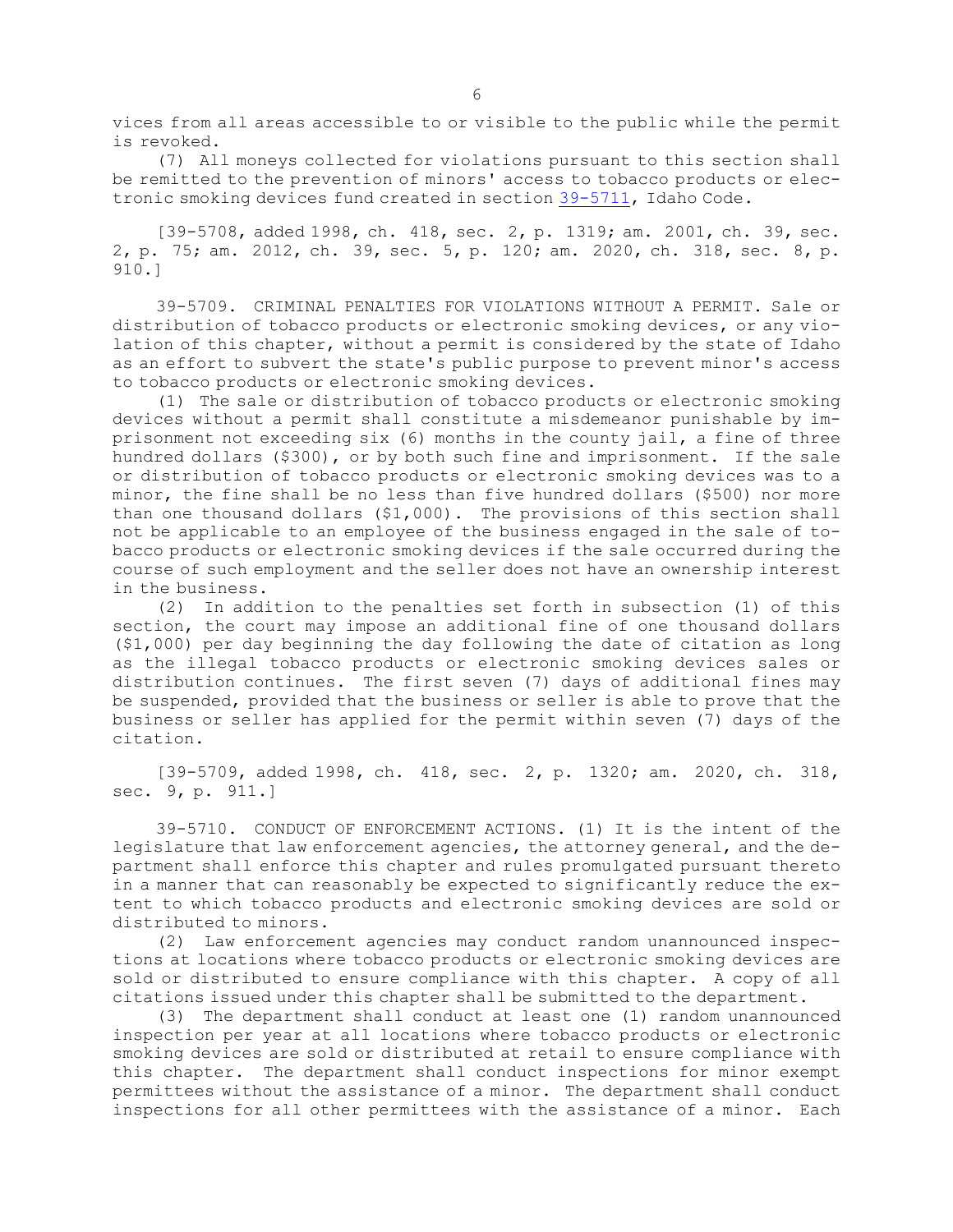vices from all areas accessible to or visible to the public while the permit is revoked.

(7) All moneys collected for violations pursuant to this section shall be remitted to the prevention of minors' access to tobacco products or electronic smoking devices fund created in section 39-5711, Idaho Code.

[39-5708, added 1998, ch. 418, sec. 2, p. 1319; am. 2001, ch. 39, sec. 2, p. 75; am. 2012, ch. 39, sec. 5, p. 120; am. 2020, ch. 318, sec. 8, p. 910.]

39-5709. CRIMINAL PENALTIES FOR VIOLATIONS WITHOUT A PERMIT. Sale or distribution of tobacco products or electronic smoking devices, or any violation of this chapter, without a permit is considered by the state of Idaho as an effort to subvert the state's public purpose to prevent minor's access to tobacco products or electronic smoking devices.

(1) The sale or distribution of tobacco products or electronic smoking devices without a permit shall constitute a misdemeanor punishable by imprisonment not exceeding six (6) months in the county jail, a fine of three hundred dollars ($300), or by both such fine and imprisonment. If the sale or distribution of tobacco products or electronic smoking devices was to a minor, the fine shall be no less than five hundred dollars ($500) nor more than one thousand dollars ($1,000). The provisions of this section shall not be applicable to an employee of the business engaged in the sale of tobacco products or electronic smoking devices if the sale occurred during the course of such employment and the seller does not have an ownership interest in the business.

(2) In addition to the penalties set forth in subsection (1) of this section, the court may impose an additional fine of one thousand dollars ($1,000) per day beginning the day following the date of citation as long as the illegal tobacco products or electronic smoking devices sales or distribution continues. The first seven (7) days of additional fines may be suspended, provided that the business or seller is able to prove that the business or seller has applied for the permit within seven (7) days of the citation.

[39-5709, added 1998, ch. 418, sec. 2, p. 1320; am. 2020, ch. 318, sec. 9, p. 911.]

39-5710. CONDUCT OF ENFORCEMENT ACTIONS. (1) It is the intent of the legislature that law enforcement agencies, the attorney general, and the department shall enforce this chapter and rules promulgated pursuant thereto in a manner that can reasonably be expected to significantly reduce the extent to which tobacco products and electronic smoking devices are sold or distributed to minors.

(2) Law enforcement agencies may conduct random unannounced inspections at locations where tobacco products or electronic smoking devices are sold or distributed to ensure compliance with this chapter. A copy of all citations issued under this chapter shall be submitted to the department.

(3) The department shall conduct at least one (1) random unannounced inspection per year at all locations where tobacco products or electronic smoking devices are sold or distributed at retail to ensure compliance with this chapter. The department shall conduct inspections for minor exempt permittees without the assistance of a minor. The department shall conduct inspections for all other permittees with the assistance of a minor. Each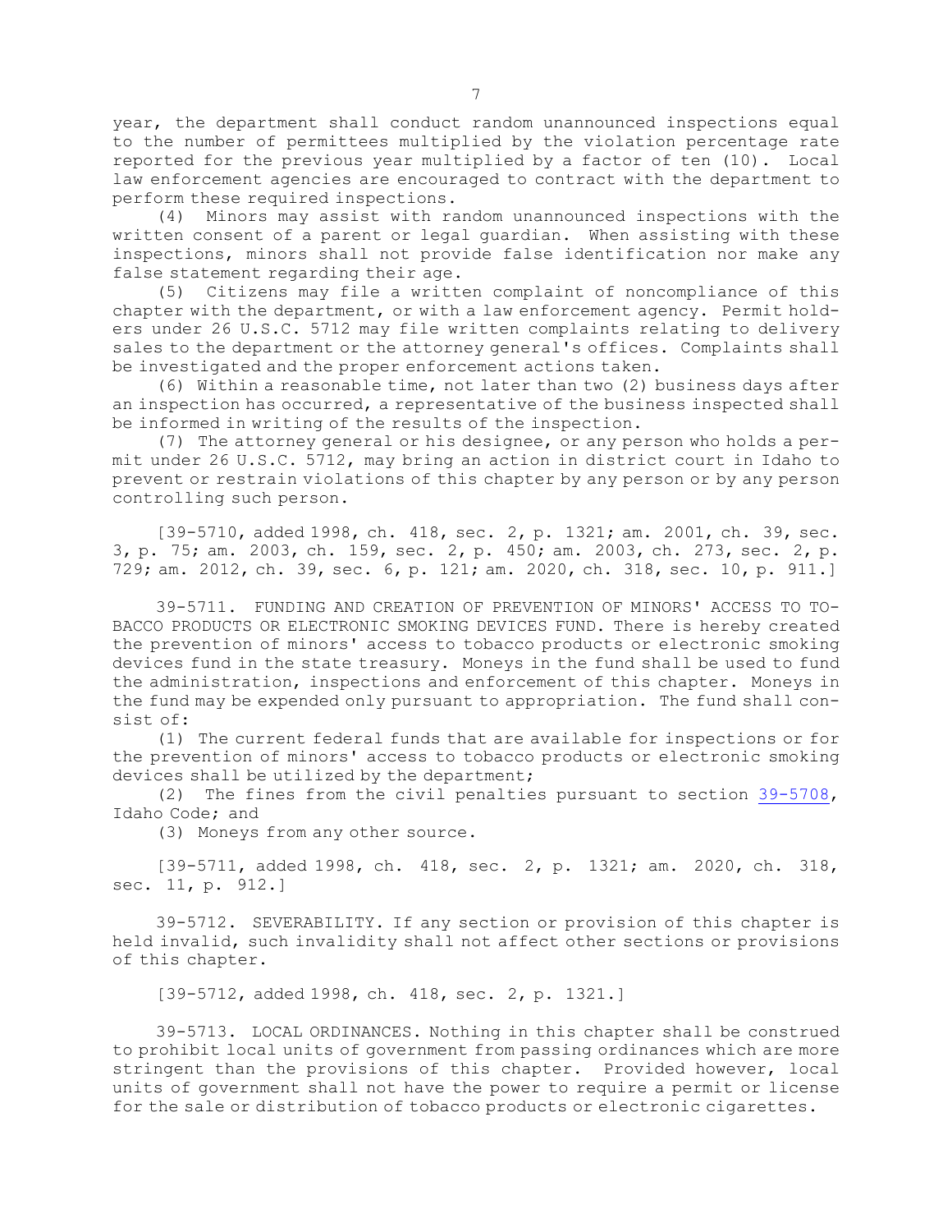year, the department shall conduct random unannounced inspections equal to the number of permittees multiplied by the violation percentage rate reported for the previous year multiplied by a factor of ten (10). Local law enforcement agencies are encouraged to contract with the department to perform these required inspections.

(4) Minors may assist with random unannounced inspections with the written consent of a parent or legal guardian. When assisting with these inspections, minors shall not provide false identification nor make any false statement regarding their age.

(5) Citizens may file a written complaint of noncompliance of this chapter with the department, or with a law enforcement agency. Permit holders under 26 U.S.C. 5712 may file written complaints relating to delivery sales to the department or the attorney general's offices. Complaints shall be investigated and the proper enforcement actions taken.

(6) Within a reasonable time, not later than two (2) business days after an inspection has occurred, a representative of the business inspected shall be informed in writing of the results of the inspection.

(7) The attorney general or his designee, or any person who holds a permit under 26 U.S.C. 5712, may bring an action in district court in Idaho to prevent or restrain violations of this chapter by any person or by any person controlling such person.

[39-5710, added 1998, ch. 418, sec. 2, p. 1321; am. 2001, ch. 39, sec. 3, p. 75; am. 2003, ch. 159, sec. 2, p. 450; am. 2003, ch. 273, sec. 2, p. 729; am. 2012, ch. 39, sec. 6, p. 121; am. 2020, ch. 318, sec. 10, p. 911.]

39-5711. FUNDING AND CREATION OF PREVENTION OF MINORS' ACCESS TO TOBACCO PRODUCTS OR ELECTRONIC SMOKING DEVICES FUND. There is hereby created the prevention of minors' access to tobacco products or electronic smoking devices fund in the state treasury. Moneys in the fund shall be used to fund the administration, inspections and enforcement of this chapter. Moneys in the fund may be expended only pursuant to appropriation. The fund shall consist of:

(1) The current federal funds that are available for inspections or for the prevention of minors' access to tobacco products or electronic smoking devices shall be utilized by the department;

(2) The fines from the civil penalties pursuant to section 39-5708, Idaho Code; and

(3) Moneys from any other source.

[39-5711, added 1998, ch. 418, sec. 2, p. 1321; am. 2020, ch. 318, sec. 11, p. 912.]

39-5712. SEVERABILITY. If any section or provision of this chapter is held invalid, such invalidity shall not affect other sections or provisions of this chapter.

[39-5712, added 1998, ch. 418, sec. 2, p. 1321.]

39-5713. LOCAL ORDINANCES. Nothing in this chapter shall be construed to prohibit local units of government from passing ordinances which are more stringent than the provisions of this chapter. Provided however, local units of government shall not have the power to require a permit or license for the sale or distribution of tobacco products or electronic cigarettes.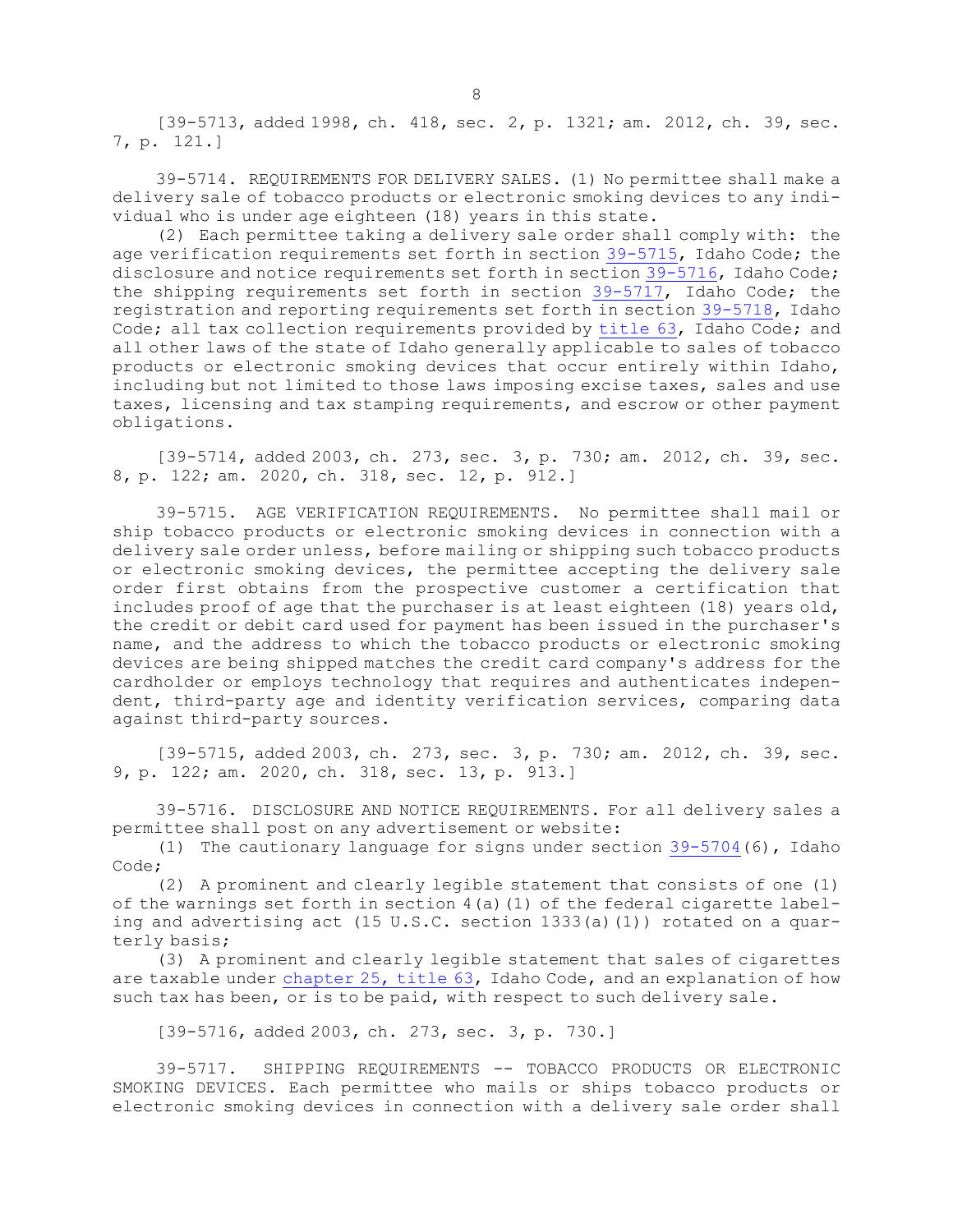[39-5713, added 1998, ch. 418, sec. 2, p. 1321; am. 2012, ch. 39, sec. 7, p. 121.]

39-5714. REQUIREMENTS FOR DELIVERY SALES. (1) No permittee shall make a delivery sale of tobacco products or electronic smoking devices to any individual who is under age eighteen (18) years in this state.

(2) Each permittee taking a delivery sale order shall comply with: the age verification requirements set forth in section 39-5715, Idaho Code; the disclosure and notice requirements set forth in section 39-5716, Idaho Code; the shipping requirements set forth in section 39-5717, Idaho Code; the registration and reporting requirements set forth in section 39-5718, Idaho Code; all tax collection requirements provided by title 63, Idaho Code; and all other laws of the state of Idaho generally applicable to sales of tobacco products or electronic smoking devices that occur entirely within Idaho, including but not limited to those laws imposing excise taxes, sales and use taxes, licensing and tax stamping requirements, and escrow or other payment obligations.

[39-5714, added 2003, ch. 273, sec. 3, p. 730; am. 2012, ch. 39, sec. 8, p. 122; am. 2020, ch. 318, sec. 12, p. 912.]

39-5715. AGE VERIFICATION REQUIREMENTS. No permittee shall mail or ship tobacco products or electronic smoking devices in connection with a delivery sale order unless, before mailing or shipping such tobacco products or electronic smoking devices, the permittee accepting the delivery sale order first obtains from the prospective customer a certification that includes proof of age that the purchaser is at least eighteen (18) years old, the credit or debit card used for payment has been issued in the purchaser's name, and the address to which the tobacco products or electronic smoking devices are being shipped matches the credit card company's address for the cardholder or employs technology that requires and authenticates independent, third-party age and identity verification services, comparing data against third-party sources.

[39-5715, added 2003, ch. 273, sec. 3, p. 730; am. 2012, ch. 39, sec. 9, p. 122; am. 2020, ch. 318, sec. 13, p. 913.]

39-5716. DISCLOSURE AND NOTICE REQUIREMENTS. For all delivery sales a permittee shall post on any advertisement or website:

(1) The cautionary language for signs under section 39-5704(6), Idaho Code;

(2) A prominent and clearly legible statement that consists of one (1) of the warnings set forth in section 4(a)(1) of the federal cigarette labeling and advertising act (15 U.S.C. section 1333(a)(1)) rotated on a quarterly basis;

(3) A prominent and clearly legible statement that sales of cigarettes are taxable under chapter 25, title 63, Idaho Code, and an explanation of how such tax has been, or is to be paid, with respect to such delivery sale.

[39-5716, added 2003, ch. 273, sec. 3, p. 730.]

39-5717. SHIPPING REQUIREMENTS -- TOBACCO PRODUCTS OR ELECTRONIC SMOKING DEVICES. Each permittee who mails or ships tobacco products or electronic smoking devices in connection with a delivery sale order shall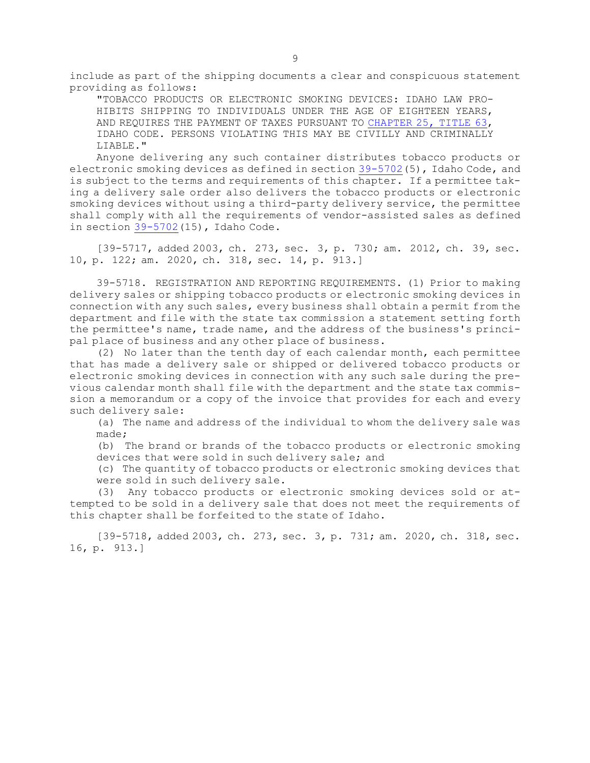include as part of the shipping documents a clear and conspicuous statement providing as follows:

"TOBACCO PRODUCTS OR ELECTRONIC SMOKING DEVICES: IDAHO LAW PROHIBITS SHIPPING TO INDIVIDUALS UNDER THE AGE OF EIGHTEEN YEARS, AND REQUIRES THE PAYMENT OF TAXES PURSUANT TO CHAPTER 25, TITLE 63, IDAHO CODE. PERSONS VIOLATING THIS MAY BE CIVILLY AND CRIMINALLY LIABLE."

Anyone delivering any such container distributes tobacco products or electronic smoking devices as defined in section 39-5702(5), Idaho Code, and is subject to the terms and requirements of this chapter. If a permittee taking a delivery sale order also delivers the tobacco products or electronic smoking devices without using a third-party delivery service, the permittee shall comply with all the requirements of vendor-assisted sales as defined in section 39-5702(15), Idaho Code.

[39-5717, added 2003, ch. 273, sec. 3, p. 730; am. 2012, ch. 39, sec. 10, p. 122; am. 2020, ch. 318, sec. 14, p. 913.]

39-5718. REGISTRATION AND REPORTING REQUIREMENTS. (1) Prior to making delivery sales or shipping tobacco products or electronic smoking devices in connection with any such sales, every business shall obtain a permit from the department and file with the state tax commission a statement setting forth the permittee's name, trade name, and the address of the business's principal place of business and any other place of business.

(2) No later than the tenth day of each calendar month, each permittee that has made a delivery sale or shipped or delivered tobacco products or electronic smoking devices in connection with any such sale during the previous calendar month shall file with the department and the state tax commission a memorandum or a copy of the invoice that provides for each and every such delivery sale:

(a) The name and address of the individual to whom the delivery sale was made;

(b) The brand or brands of the tobacco products or electronic smoking devices that were sold in such delivery sale; and

(c) The quantity of tobacco products or electronic smoking devices that were sold in such delivery sale.

(3) Any tobacco products or electronic smoking devices sold or attempted to be sold in a delivery sale that does not meet the requirements of this chapter shall be forfeited to the state of Idaho.

[39-5718, added 2003, ch. 273, sec. 3, p. 731; am. 2020, ch. 318, sec. 16, p. 913.]